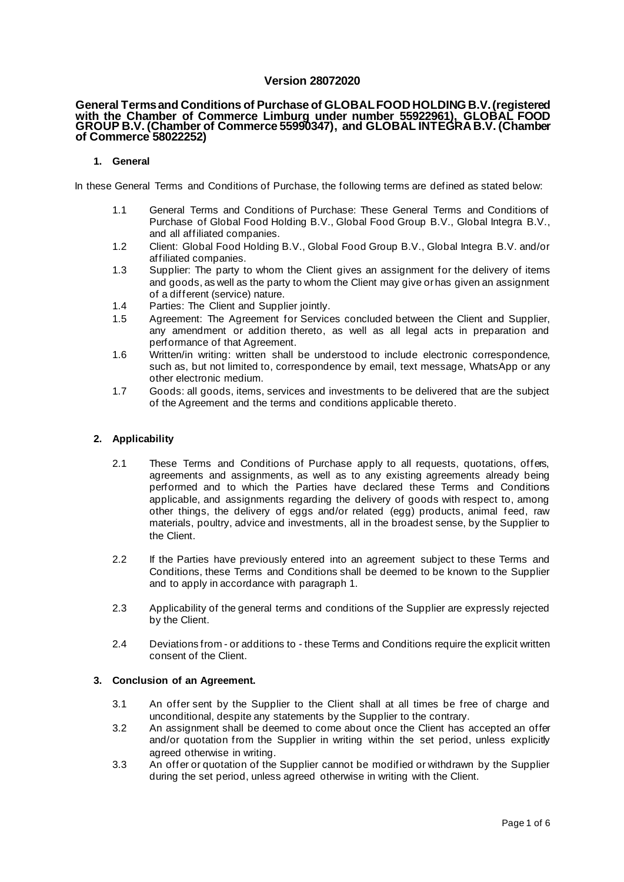**Version 28072020**

# General Terms and Conditions of Purchase of GLOBAL FOOD HOLDING B.V. (registered with the Chamber of Commerce Limburg under number 55922961), GLOBAL FOOD GROUP B.V. (Chamber of Commerce 55990347), and GLOBAL INTEGRA B.V. (Chamber of Commerce 58022252)

## 1. General

In these General Terms and Conditions of Purchase, the following terms are defined as stated below:

1.1 General Terms and Conditions of Purchase: These General Terms and Conditions of Purchase of Global Food Holding B.V., Global Food Group B.V., Global Integra B.V., and all affiliated companies.

1.2 Client: Global Food Holding B.V., Global Food Group B.V., Global Integra B.V. and/or affiliated companies.

1.3 Supplier: The party to whom the Client gives an assignment for the delivery of items and goods, as well as the party to whom the Client may give or has given an assignment of a different (service) nature.

1.4 Parties: The Client and Supplier jointly.

1.5 Agreement: The Agreement for Services concluded between the Client and Supplier, any amendment or addition thereto, as well as all legal acts in preparation and performance of that Agreement.

1.6 Written/in writing: written shall be understood to include electronic correspondence, such as, but not limited to, correspondence by email, text message, WhatsApp or any other electronic medium.

1.7 Goods: all goods, items, services and investments to be delivered that are the subject of the Agreement and the terms and conditions applicable thereto.

## 2. Applicability

2.1 These Terms and Conditions of Purchase apply to all requests, quotations, offers, agreements and assignments, as well as to any existing agreements already being performed and to which the Parties have declared these Terms and Conditions applicable, and assignments regarding the delivery of goods with respect to, among other things, the delivery of eggs and/or related (egg) products, animal feed, raw materials, poultry, advice and investments, all in the broadest sense, by the Supplier to the Client.

2.2 If the Parties have previously entered into an agreement subject to these Terms and Conditions, these Terms and Conditions shall be deemed to be known to the Supplier and to apply in accordance with paragraph 1.

2.3 Applicability of the general terms and conditions of the Supplier are expressly rejected by the Client.

2.4 Deviations from - or additions to - these Terms and Conditions require the explicit written consent of the Client.

## 3. Conclusion of an Agreement.

3.1 An offer sent by the Supplier to the Client shall at all times be free of charge and unconditional, despite any statements by the Supplier to the contrary.

3.2 An assignment shall be deemed to come about once the Client has accepted an offer and/or quotation from the Supplier in writing within the set period, unless explicitly agreed otherwise in writing.

3.3 An offer or quotation of the Supplier cannot be modified or withdrawn by the Supplier during the set period, unless agreed otherwise in writing with the Client.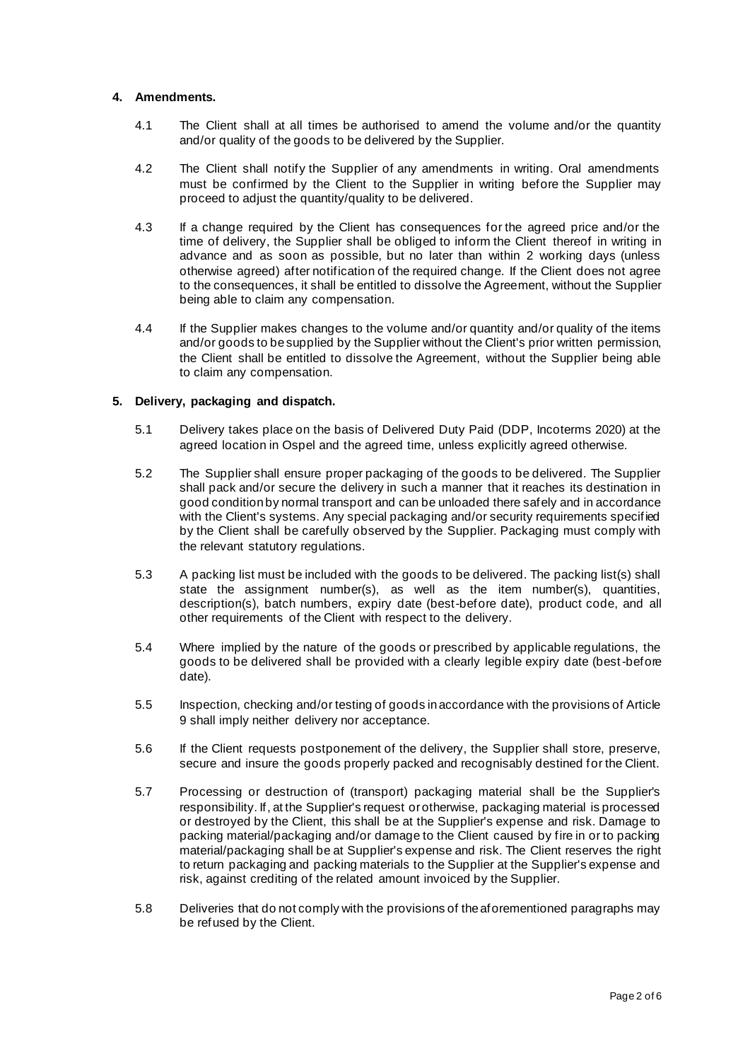## 4. Amendments.

4.1 The Client shall at all times be authorised to amend the volume and/or the quantity and/or quality of the goods to be delivered by the Supplier.

4.2 The Client shall notify the Supplier of any amendments in writing. Oral amendments must be confirmed by the Client to the Supplier in writing before the Supplier may proceed to adjust the quantity/quality to be delivered.

4.3 If a change required by the Client has consequences for the agreed price and/or the time of delivery, the Supplier shall be obliged to inform the Client thereof in writing in advance and as soon as possible, but no later than within 2 working days (unless otherwise agreed) after notification of the required change. If the Client does not agree to the consequences, it shall be entitled to dissolve the Agreement, without the Supplier being able to claim any compensation.

4.4 If the Supplier makes changes to the volume and/or quantity and/or quality of the items and/or goods to be supplied by the Supplier without the Client's prior written permission, the Client shall be entitled to dissolve the Agreement, without the Supplier being able to claim any compensation.

## 5. Delivery, packaging and dispatch.

5.1 Delivery takes place on the basis of Delivered Duty Paid (DDP, Incoterms 2020) at the agreed location in Ospel and the agreed time, unless explicitly agreed otherwise.

5.2 The Supplier shall ensure proper packaging of the goods to be delivered. The Supplier shall pack and/or secure the delivery in such a manner that it reaches its destination in good condition by normal transport and can be unloaded there safely and in accordance with the Client's systems. Any special packaging and/or security requirements specified by the Client shall be carefully observed by the Supplier. Packaging must comply with the relevant statutory regulations.

5.3 A packing list must be included with the goods to be delivered. The packing list(s) shall state the assignment number(s), as well as the item number(s), quantities, description(s), batch numbers, expiry date (best-before date), product code, and all other requirements of the Client with respect to the delivery.

5.4 Where implied by the nature of the goods or prescribed by applicable regulations, the goods to be delivered shall be provided with a clearly legible expiry date (best-before date).

5.5 Inspection, checking and/or testing of goods in accordance with the provisions of Article 9 shall imply neither delivery nor acceptance.

5.6 If the Client requests postponement of the delivery, the Supplier shall store, preserve, secure and insure the goods properly packed and recognisably destined for the Client.

5.7 Processing or destruction of (transport) packaging material shall be the Supplier's responsibility. If, at the Supplier's request or otherwise, packaging material is processed or destroyed by the Client, this shall be at the Supplier's expense and risk. Damage to packing material/packaging and/or damage to the Client caused by fire in or to packing material/packaging shall be at Supplier's expense and risk. The Client reserves the right to return packaging and packing materials to the Supplier at the Supplier's expense and risk, against crediting of the related amount invoiced by the Supplier.

5.8 Deliveries that do not comply with the provisions of the aforementioned paragraphs may be refused by the Client.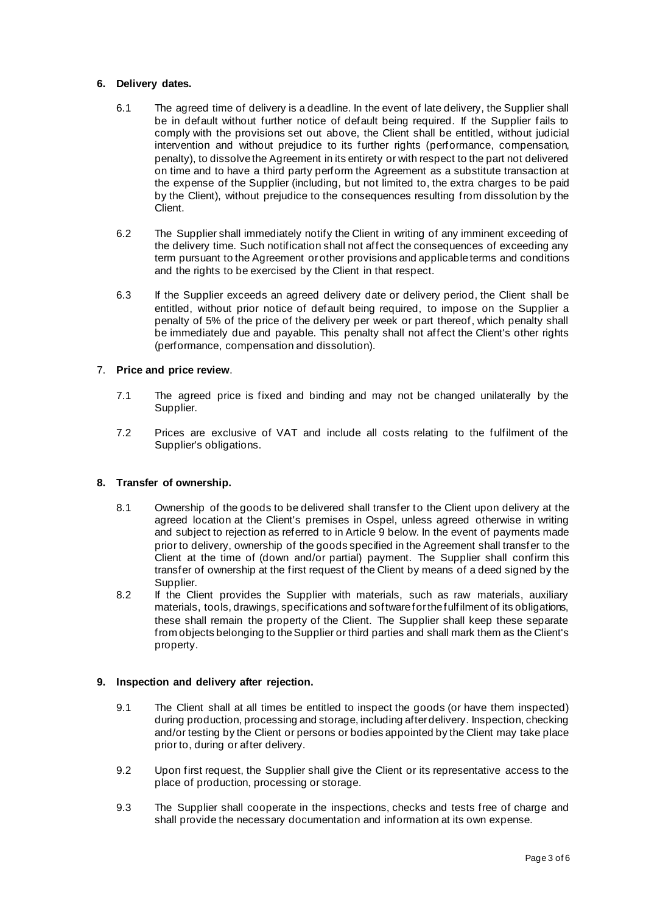## 6. Delivery dates.

6.1 The agreed time of delivery is a deadline. In the event of late delivery, the Supplier shall be in default without further notice of default being required. If the Supplier fails to comply with the provisions set out above, the Client shall be entitled, without judicial intervention and without prejudice to its further rights (performance, compensation, penalty), to dissolve the Agreement in its entirety or with respect to the part not delivered on time and to have a third party perform the Agreement as a substitute transaction at the expense of the Supplier (including, but not limited to, the extra charges to be paid by the Client), without prejudice to the consequences resulting from dissolution by the Client.

6.2 The Supplier shall immediately notify the Client in writing of any imminent exceeding of the delivery time. Such notification shall not affect the consequences of exceeding any term pursuant to the Agreement or other provisions and applicable terms and conditions and the rights to be exercised by the Client in that respect.

6.3 If the Supplier exceeds an agreed delivery date or delivery period, the Client shall be entitled, without prior notice of default being required, to impose on the Supplier a penalty of 5% of the price of the delivery per week or part thereof, which penalty shall be immediately due and payable. This penalty shall not affect the Client's other rights (performance, compensation and dissolution).

## 7. Price and price review.

7.1 The agreed price is fixed and binding and may not be changed unilaterally by the Supplier.

7.2 Prices are exclusive of VAT and include all costs relating to the fulfilment of the Supplier's obligations.

## 8. Transfer of ownership.

8.1 Ownership of the goods to be delivered shall transfer to the Client upon delivery at the agreed location at the Client's premises in Ospel, unless agreed otherwise in writing and subject to rejection as referred to in Article 9 below. In the event of payments made prior to delivery, ownership of the goods specified in the Agreement shall transfer to the Client at the time of (down and/or partial) payment. The Supplier shall confirm this transfer of ownership at the first request of the Client by means of a deed signed by the Supplier.

8.2 If the Client provides the Supplier with materials, such as raw materials, auxiliary materials, tools, drawings, specifications and software for the fulfilment of its obligations, these shall remain the property of the Client. The Supplier shall keep these separate from objects belonging to the Supplier or third parties and shall mark them as the Client's property.

## 9. Inspection and delivery after rejection.

9.1 The Client shall at all times be entitled to inspect the goods (or have them inspected) during production, processing and storage, including after delivery. Inspection, checking and/or testing by the Client or persons or bodies appointed by the Client may take place prior to, during or after delivery.

9.2 Upon first request, the Supplier shall give the Client or its representative access to the place of production, processing or storage.

9.3 The Supplier shall cooperate in the inspections, checks and tests free of charge and shall provide the necessary documentation and information at its own expense.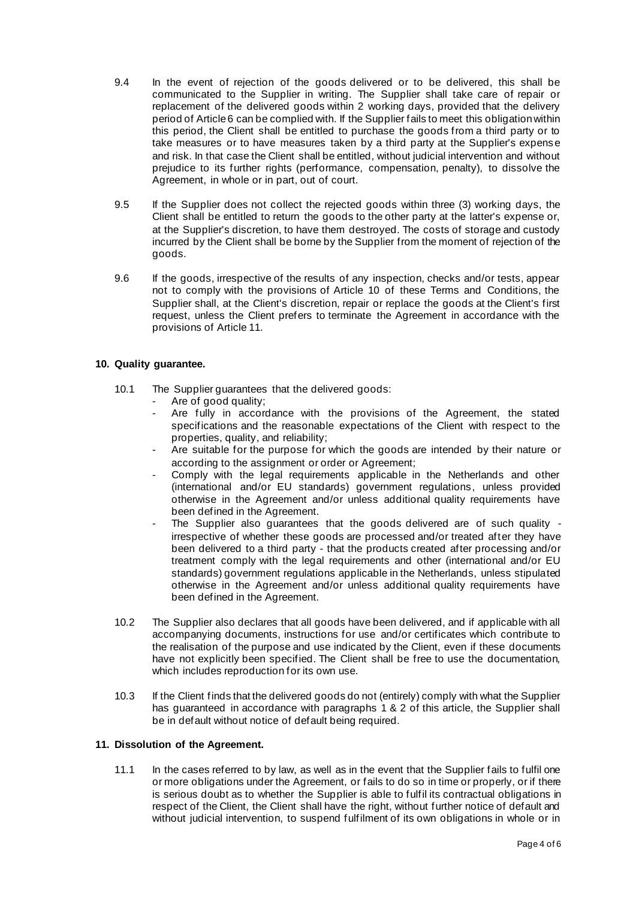9.4 In the event of rejection of the goods delivered or to be delivered, this shall be communicated to the Supplier in writing. The Supplier shall take care of repair or replacement of the delivered goods within 2 working days, provided that the delivery period of Article 6 can be complied with. If the Supplier fails to meet this obligation within this period, the Client shall be entitled to purchase the goods from a third party or to take measures or to have measures taken by a third party at the Supplier's expense and risk. In that case the Client shall be entitled, without judicial intervention and without prejudice to its further rights (performance, compensation, penalty), to dissolve the Agreement, in whole or in part, out of court.

9.5 If the Supplier does not collect the rejected goods within three (3) working days, the Client shall be entitled to return the goods to the other party at the latter's expense or, at the Supplier's discretion, to have them destroyed. The costs of storage and custody incurred by the Client shall be borne by the Supplier from the moment of rejection of the goods.

9.6 If the goods, irrespective of the results of any inspection, checks and/or tests, appear not to comply with the provisions of Article 10 of these Terms and Conditions, the Supplier shall, at the Client's discretion, repair or replace the goods at the Client's first request, unless the Client prefers to terminate the Agreement in accordance with the provisions of Article 11.

**10. Quality guarantee.**

10.1 The Supplier guarantees that the delivered goods:

- Are of good quality;
- Are fully in accordance with the provisions of the Agreement, the stated specifications and the reasonable expectations of the Client with respect to the properties, quality, and reliability;
- Are suitable for the purpose for which the goods are intended by their nature or according to the assignment or order or Agreement;
- Comply with the legal requirements applicable in the Netherlands and other (international and/or EU standards) government regulations, unless provided otherwise in the Agreement and/or unless additional quality requirements have been defined in the Agreement.
- The Supplier also guarantees that the goods delivered are of such quality - irrespective of whether these goods are processed and/or treated after they have been delivered to a third party - that the products created after processing and/or treatment comply with the legal requirements and other (international and/or EU standards) government regulations applicable in the Netherlands, unless stipulated otherwise in the Agreement and/or unless additional quality requirements have been defined in the Agreement.

10.2 The Supplier also declares that all goods have been delivered, and if applicable with all accompanying documents, instructions for use and/or certificates which contribute to the realisation of the purpose and use indicated by the Client, even if these documents have not explicitly been specified. The Client shall be free to use the documentation, which includes reproduction for its own use.

10.3 If the Client finds that the delivered goods do not (entirely) comply with what the Supplier has guaranteed in accordance with paragraphs 1 & 2 of this article, the Supplier shall be in default without notice of default being required.

**11. Dissolution of the Agreement.**

11.1 In the cases referred to by law, as well as in the event that the Supplier fails to fulfil one or more obligations under the Agreement, or fails to do so in time or properly, or if there is serious doubt as to whether the Supplier is able to fulfil its contractual obligations in respect of the Client, the Client shall have the right, without further notice of default and without judicial intervention, to suspend fulfilment of its own obligations in whole or in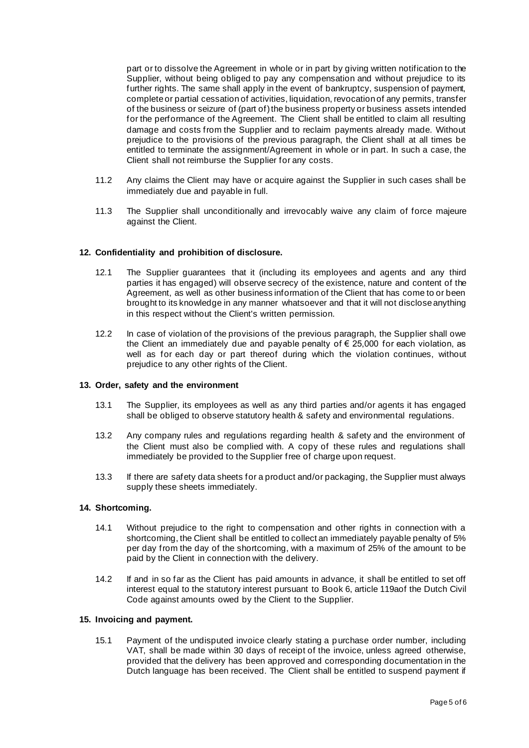part or to dissolve the Agreement in whole or in part by giving written notification to the Supplier, without being obliged to pay any compensation and without prejudice to its further rights. The same shall apply in the event of bankruptcy, suspension of payment, complete or partial cessation of activities, liquidation, revocation of any permits, transfer of the business or seizure of (part of) the business property or business assets intended for the performance of the Agreement. The Client shall be entitled to claim all resulting damage and costs from the Supplier and to reclaim payments already made. Without prejudice to the provisions of the previous paragraph, the Client shall at all times be entitled to terminate the assignment/Agreement in whole or in part. In such a case, the Client shall not reimburse the Supplier for any costs.

11.2 Any claims the Client may have or acquire against the Supplier in such cases shall be immediately due and payable in full.

11.3 The Supplier shall unconditionally and irrevocably waive any claim of force majeure against the Client.

## 12. Confidentiality and prohibition of disclosure.

12.1 The Supplier guarantees that it (including its employees and agents and any third parties it has engaged) will observe secrecy of the existence, nature and content of the Agreement, as well as other business information of the Client that has come to or been brought to its knowledge in any manner whatsoever and that it will not disclose anything in this respect without the Client's written permission.

12.2 In case of violation of the provisions of the previous paragraph, the Supplier shall owe the Client an immediately due and payable penalty of € 25,000 for each violation, as well as for each day or part thereof during which the violation continues, without prejudice to any other rights of the Client.

## 13. Order, safety and the environment

13.1 The Supplier, its employees as well as any third parties and/or agents it has engaged shall be obliged to observe statutory health & safety and environmental regulations.

13.2 Any company rules and regulations regarding health & safety and the environment of the Client must also be complied with. A copy of these rules and regulations shall immediately be provided to the Supplier free of charge upon request.

13.3 If there are safety data sheets for a product and/or packaging, the Supplier must always supply these sheets immediately.

## 14. Shortcoming.

14.1 Without prejudice to the right to compensation and other rights in connection with a shortcoming, the Client shall be entitled to collect an immediately payable penalty of 5% per day from the day of the shortcoming, with a maximum of 25% of the amount to be paid by the Client in connection with the delivery.

14.2 If and in so far as the Client has paid amounts in advance, it shall be entitled to set off interest equal to the statutory interest pursuant to Book 6, article 119aof the Dutch Civil Code against amounts owed by the Client to the Supplier.

## 15. Invoicing and payment.

15.1 Payment of the undisputed invoice clearly stating a purchase order number, including VAT, shall be made within 30 days of receipt of the invoice, unless agreed otherwise, provided that the delivery has been approved and corresponding documentation in the Dutch language has been received. The Client shall be entitled to suspend payment if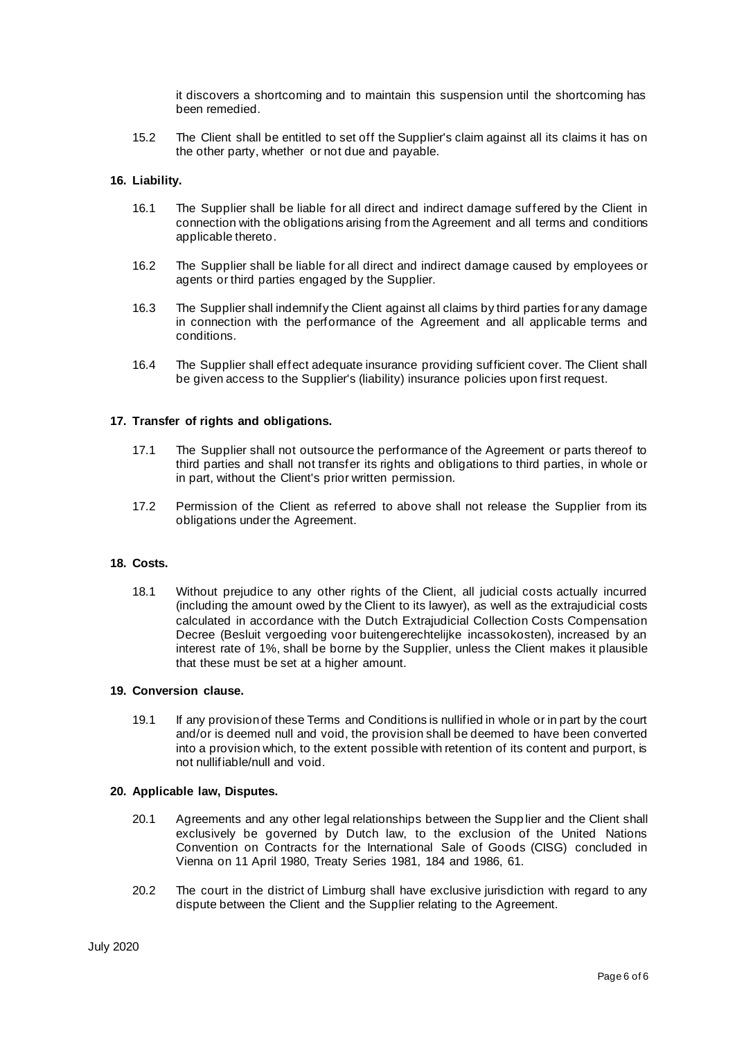it discovers a shortcoming and to maintain this suspension until the shortcoming has been remedied.

15.2 The Client shall be entitled to set off the Supplier's claim against all its claims it has on the other party, whether or not due and payable.

**16. Liability.**

16.1 The Supplier shall be liable for all direct and indirect damage suffered by the Client in connection with the obligations arising from the Agreement and all terms and conditions applicable thereto.

16.2 The Supplier shall be liable for all direct and indirect damage caused by employees or agents or third parties engaged by the Supplier.

16.3 The Supplier shall indemnify the Client against all claims by third parties for any damage in connection with the performance of the Agreement and all applicable terms and conditions.

16.4 The Supplier shall effect adequate insurance providing sufficient cover. The Client shall be given access to the Supplier's (liability) insurance policies upon first request.

**17. Transfer of rights and obligations.**

17.1 The Supplier shall not outsource the performance of the Agreement or parts thereof to third parties and shall not transfer its rights and obligations to third parties, in whole or in part, without the Client's prior written permission.

17.2 Permission of the Client as referred to above shall not release the Supplier from its obligations under the Agreement.

**18. Costs.**

18.1 Without prejudice to any other rights of the Client, all judicial costs actually incurred (including the amount owed by the Client to its lawyer), as well as the extrajudicial costs calculated in accordance with the Dutch Extrajudicial Collection Costs Compensation Decree (Besluit vergoeding voor buitengerechtelijke incassokosten), increased by an interest rate of 1%, shall be borne by the Supplier, unless the Client makes it plausible that these must be set at a higher amount.

**19. Conversion clause.**

19.1 If any provision of these Terms and Conditions is nullified in whole or in part by the court and/or is deemed null and void, the provision shall be deemed to have been converted into a provision which, to the extent possible with retention of its content and purport, is not nullifiable/null and void.

**20. Applicable law, Disputes.**

20.1 Agreements and any other legal relationships between the Supplier and the Client shall exclusively be governed by Dutch law, to the exclusion of the United Nations Convention on Contracts for the International Sale of Goods (CISG) concluded in Vienna on 11 April 1980, Treaty Series 1981, 184 and 1986, 61.

20.2 The court in the district of Limburg shall have exclusive jurisdiction with regard to any dispute between the Client and the Supplier relating to the Agreement.

July 2020